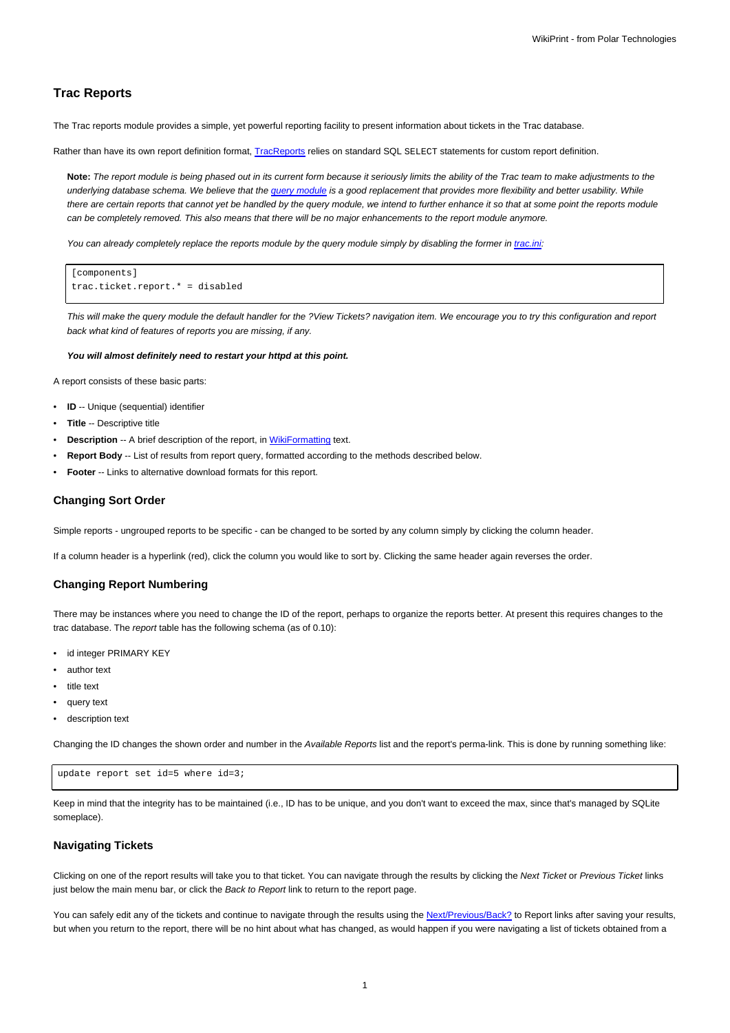# Trac Reports

The Trac reports module provides a simple, yet powerful reporting facility to present information about tickets in the Trac database.

Rather than have its own report definition format, [TracReports](TracReports) relies on standard SQL `SELECT` statements for custom report definition.

> **Note:** *The report module is being phased out in its current form because it seriously limits the ability of the Trac team to make adjustments to the underlying database schema. We believe that the [query module](query module) is a good replacement that provides more flexibility and better usability. While there are certain reports that cannot yet be handled by the query module, we intend to further enhance it so that at some point the reports module can be completely removed. This also means that there will be no major enhancements to the report module anymore.*
>
> *You can already completely replace the reports module by the query module simply by disabling the former in [trac.ini](trac.ini):*
>
> ```
> [components]
> trac.ticket.report.* = disabled
> ```
>
> *This will make the query module the default handler for the ?View Tickets? navigation item. We encourage you to try this configuration and report back what kind of features of reports you are missing, if any.*
>
> ***You will almost definitely need to restart your httpd at this point.***

A report consists of these basic parts:

- **ID** -- Unique (sequential) identifier
- **Title** -- Descriptive title
- **Description** -- A brief description of the report, in [WikiFormatting](WikiFormatting) text.
- **Report Body** -- List of results from report query, formatted according to the methods described below.
- **Footer** -- Links to alternative download formats for this report.

## Changing Sort Order

Simple reports - ungrouped reports to be specific - can be changed to be sorted by any column simply by clicking the column header.

If a column header is a hyperlink (red), click the column you would like to sort by. Clicking the same header again reverses the order.

## Changing Report Numbering

There may be instances where you need to change the ID of the report, perhaps to organize the reports better. At present this requires changes to the trac database. The *report* table has the following schema (as of 0.10):

- id integer PRIMARY KEY
- author text
- title text
- query text
- description text

Changing the ID changes the shown order and number in the *Available Reports* list and the report's perma-link. This is done by running something like:

```
update report set id=5 where id=3;
```

Keep in mind that the integrity has to be maintained (i.e., ID has to be unique, and you don't want to exceed the max, since that's managed by SQLite someplace).

## Navigating Tickets

Clicking on one of the report results will take you to that ticket. You can navigate through the results by clicking the *Next Ticket* or *Previous Ticket* links just below the main menu bar, or click the *Back to Report* link to return to the report page.

You can safely edit any of the tickets and continue to navigate through the results using the [Next/Previous/Back?](Next/Previous/Back?) to Report links after saving your results, but when you return to the report, there will be no hint about what has changed, as would happen if you were navigating a list of tickets obtained from a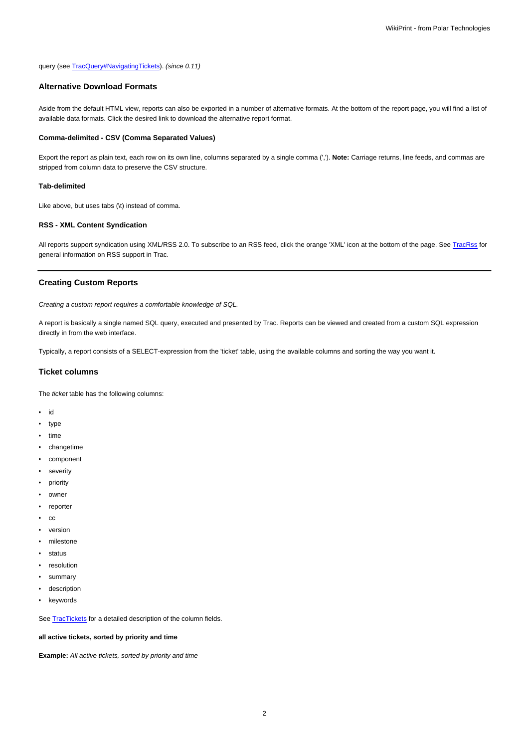query (see [TracQuery#NavigatingTickets](TracQuery#NavigatingTickets)). *(since 0.11)*

## Alternative Download Formats

Aside from the default HTML view, reports can also be exported in a number of alternative formats. At the bottom of the report page, you will find a list of available data formats. Click the desired link to download the alternative report format.

### Comma-delimited - CSV (Comma Separated Values)

Export the report as plain text, each row on its own line, columns separated by a single comma (','). **Note:** Carriage returns, line feeds, and commas are stripped from column data to preserve the CSV structure.

### Tab-delimited

Like above, but uses tabs (\t) instead of comma.

### RSS - XML Content Syndication

All reports support syndication using XML/RSS 2.0. To subscribe to an RSS feed, click the orange 'XML' icon at the bottom of the page. See [TracRss](TracRss) for general information on RSS support in Trac.

---

## Creating Custom Reports

*Creating a custom report requires a comfortable knowledge of SQL.*

A report is basically a single named SQL query, executed and presented by Trac. Reports can be viewed and created from a custom SQL expression directly in from the web interface.

Typically, a report consists of a SELECT-expression from the 'ticket' table, using the available columns and sorting the way you want it.

## Ticket columns

The *ticket* table has the following columns:

- id
- type
- time
- changetime
- component
- severity
- priority
- owner
- reporter
- cc
- version
- milestone
- status
- resolution
- summary
- description
- keywords

See [TracTickets](TracTickets) for a detailed description of the column fields.

#### all active tickets, sorted by priority and time

**Example:** *All active tickets, sorted by priority and time*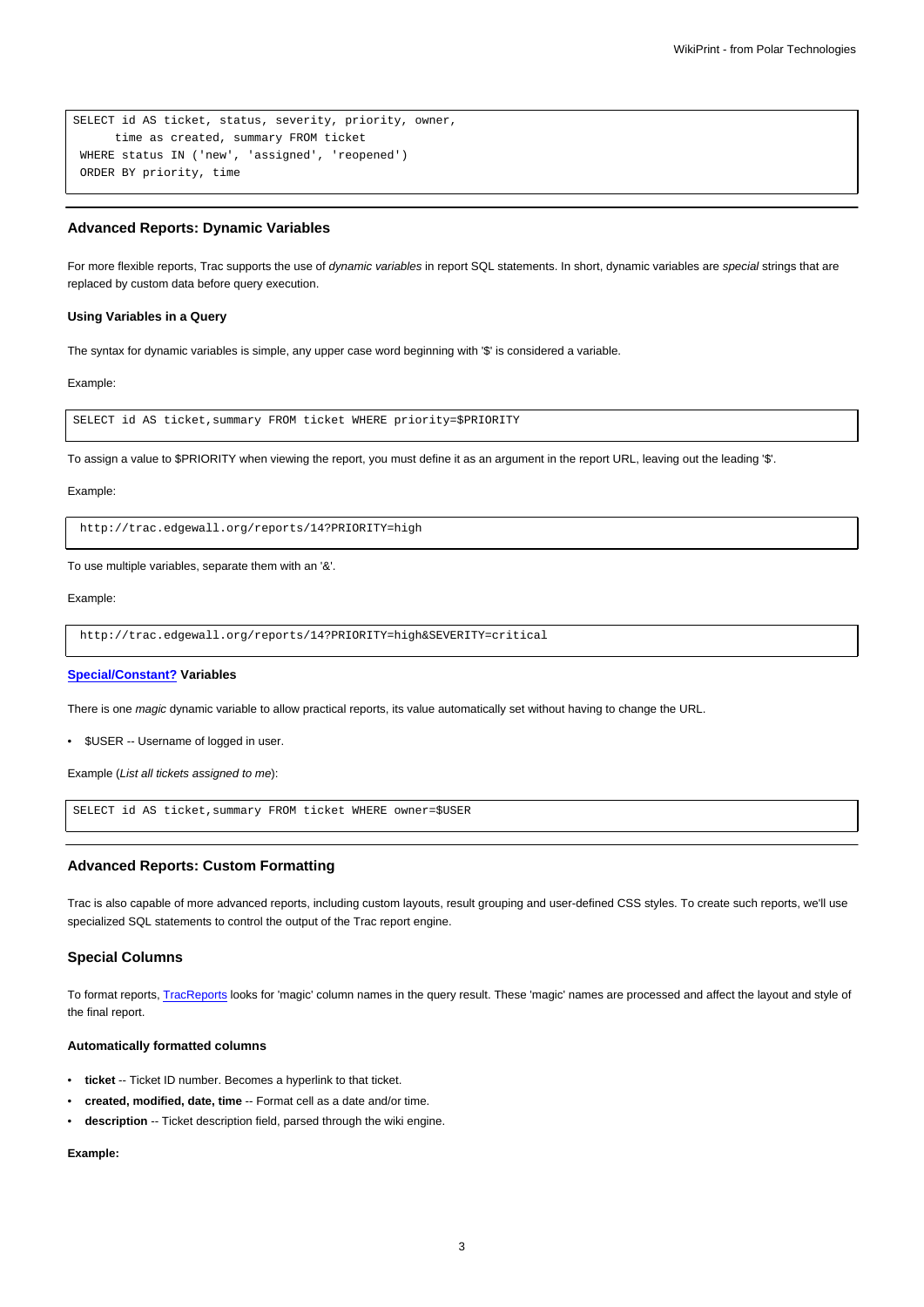```
SELECT id AS ticket, status, severity, priority, owner,
      time as created, summary FROM ticket
 WHERE status IN ('new', 'assigned', 'reopened')
 ORDER BY priority, time
```

### Advanced Reports: Dynamic Variables

For more flexible reports, Trac supports the use of *dynamic variables* in report SQL statements. In short, dynamic variables are *special* strings that are replaced by custom data before query execution.

#### Using Variables in a Query

The syntax for dynamic variables is simple, any upper case word beginning with '$' is considered a variable.

Example:

```
SELECT id AS ticket,summary FROM ticket WHERE priority=$PRIORITY
```

To assign a value to $PRIORITY when viewing the report, you must define it as an argument in the report URL, leaving out the leading '$'.

Example:

```
 http://trac.edgewall.org/reports/14?PRIORITY=high
```

To use multiple variables, separate them with an '&'.

Example:

```
 http://trac.edgewall.org/reports/14?PRIORITY=high&SEVERITY=critical
```

#### [Special/Constant?](Special/Constant?) Variables

There is one *magic* dynamic variable to allow practical reports, its value automatically set without having to change the URL.

- $USER -- Username of logged in user.

Example (*List all tickets assigned to me*):

```
SELECT id AS ticket,summary FROM ticket WHERE owner=$USER
```

### Advanced Reports: Custom Formatting

Trac is also capable of more advanced reports, including custom layouts, result grouping and user-defined CSS styles. To create such reports, we'll use specialized SQL statements to control the output of the Trac report engine.

### Special Columns

To format reports, [TracReports](TracReports) looks for 'magic' column names in the query result. These 'magic' names are processed and affect the layout and style of the final report.

#### Automatically formatted columns

- **ticket** -- Ticket ID number. Becomes a hyperlink to that ticket.
- **created, modified, date, time** -- Format cell as a date and/or time.
- **description** -- Ticket description field, parsed through the wiki engine.

**Example:**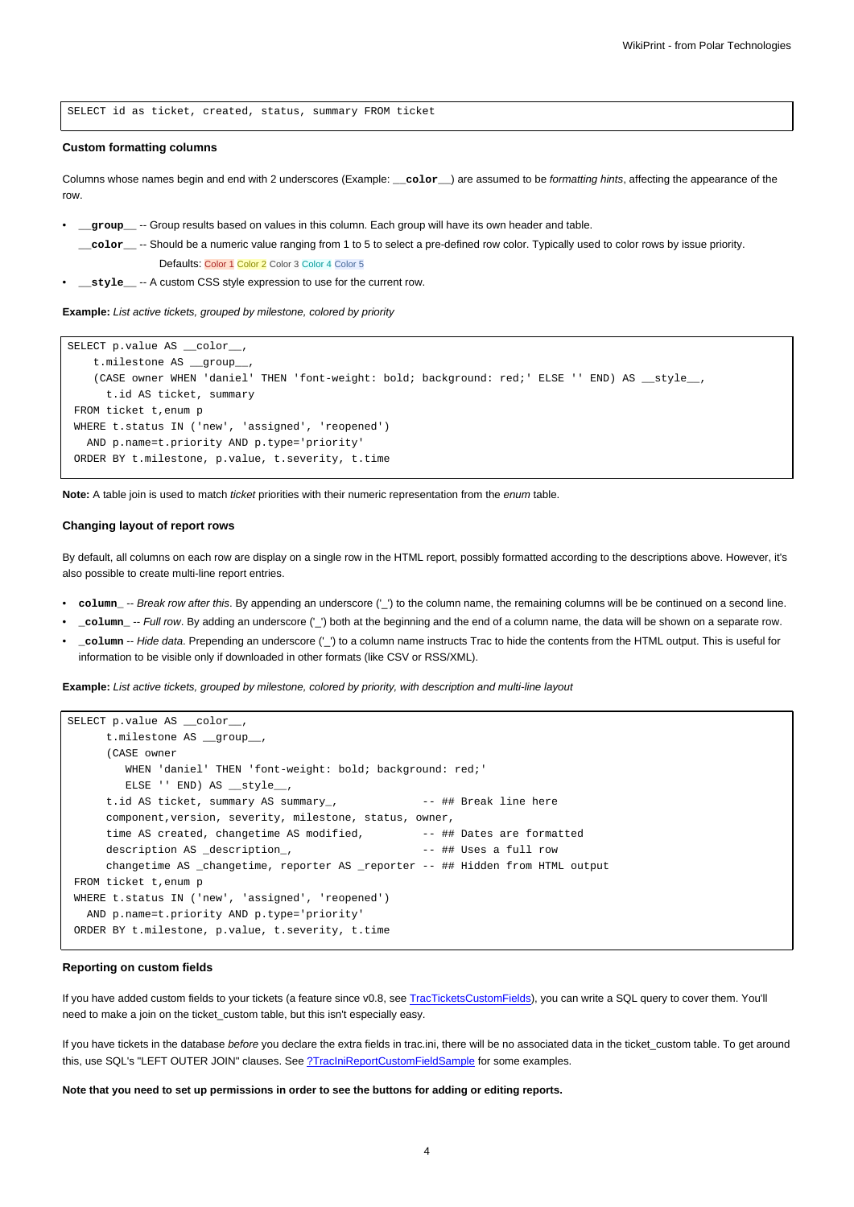```
SELECT id as ticket, created, status, summary FROM ticket
```

### Custom formatting columns

Columns whose names begin and end with 2 underscores (Example: **`__color__`**) are assumed to be *formatting hints*, affecting the appearance of the row.

- **`__group__`** -- Group results based on values in this column. Each group will have its own header and table.
  **`__color__`** -- Should be a numeric value ranging from 1 to 5 to select a pre-defined row color. Typically used to color rows by issue priority.

  Defaults: Color 1 Color 2 Color 3 Color 4 Color 5
- **`__style__`** -- A custom CSS style expression to use for the current row.

**Example:** *List active tickets, grouped by milestone, colored by priority*

```
SELECT p.value AS __color__,
    t.milestone AS __group__,
    (CASE owner WHEN 'daniel' THEN 'font-weight: bold; background: red;' ELSE '' END) AS __style__,
      t.id AS ticket, summary
 FROM ticket t,enum p
 WHERE t.status IN ('new', 'assigned', 'reopened')
   AND p.name=t.priority AND p.type='priority'
 ORDER BY t.milestone, p.value, t.severity, t.time
```

**Note:** A table join is used to match *ticket* priorities with their numeric representation from the *enum* table.

### Changing layout of report rows

By default, all columns on each row are display on a single row in the HTML report, possibly formatted according to the descriptions above. However, it's also possible to create multi-line report entries.

- **`column_`** -- *Break row after this*. By appending an underscore ('_') to the column name, the remaining columns will be be continued on a second line.
- **`_column_`** -- *Full row*. By adding an underscore ('_') both at the beginning and the end of a column name, the data will be shown on a separate row.
- **`_column`** -- *Hide data*. Prepending an underscore ('_') to a column name instructs Trac to hide the contents from the HTML output. This is useful for information to be visible only if downloaded in other formats (like CSV or RSS/XML).

**Example:** *List active tickets, grouped by milestone, colored by priority, with description and multi-line layout*

```
SELECT p.value AS __color__,
      t.milestone AS __group__,
      (CASE owner
         WHEN 'daniel' THEN 'font-weight: bold; background: red;'
         ELSE '' END) AS __style__,
      t.id AS ticket, summary AS summary_,             -- ## Break line here
      component,version, severity, milestone, status, owner,
      time AS created, changetime AS modified,         -- ## Dates are formatted
      description AS _description_,                    -- ## Uses a full row
      changetime AS _changetime, reporter AS _reporter -- ## Hidden from HTML output
 FROM ticket t,enum p
 WHERE t.status IN ('new', 'assigned', 'reopened')
   AND p.name=t.priority AND p.type='priority'
 ORDER BY t.milestone, p.value, t.severity, t.time
```

### Reporting on custom fields

If you have added custom fields to your tickets (a feature since v0.8, see TracTicketsCustomFields), you can write a SQL query to cover them. You'll need to make a join on the ticket_custom table, but this isn't especially easy.

If you have tickets in the database *before* you declare the extra fields in trac.ini, there will be no associated data in the ticket_custom table. To get around this, use SQL's "LEFT OUTER JOIN" clauses. See ?TracIniReportCustomFieldSample for some examples.

**Note that you need to set up permissions in order to see the buttons for adding or editing reports.**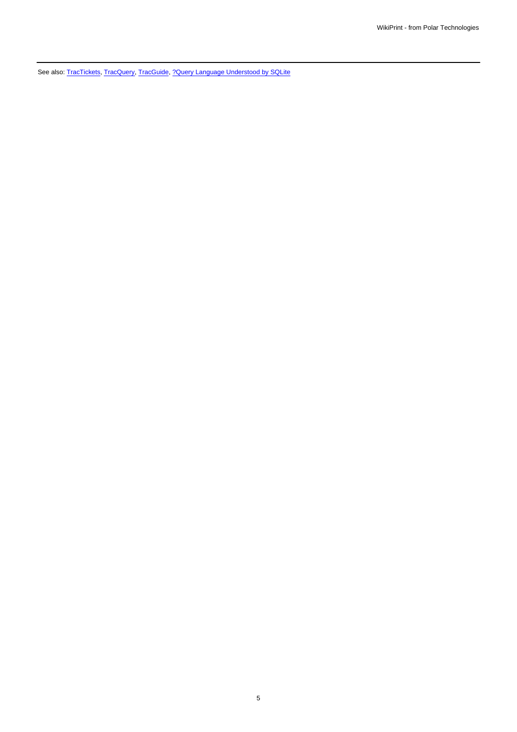---

See also: TracTickets, TracQuery, TracGuide, ?Query Language Understood by SQLite